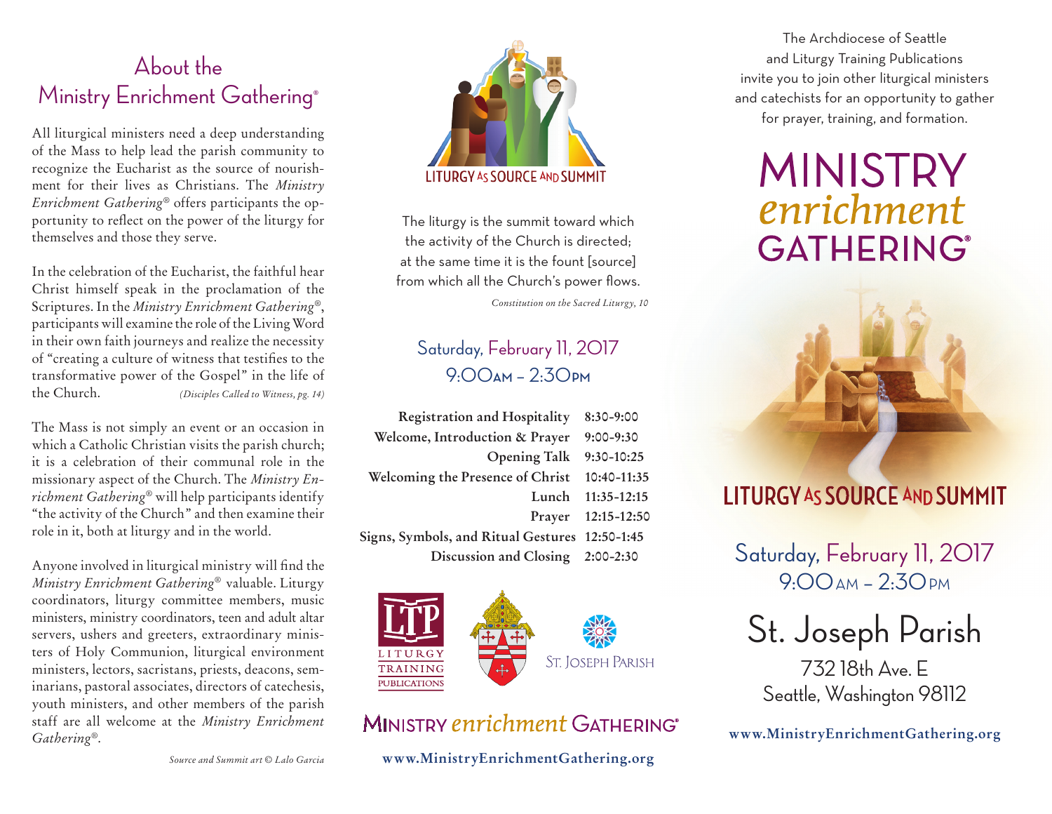# About the Ministry Enrichment Gathering®

All liturgical ministers need a deep understanding of the Mass to help lead the parish community to recognize the Eucharist as the source of nourishment for their lives as Christians. The *Ministry Enrichment Gathering*® offers participants the opportunity to reflect on the power of the liturgy for themselves and those they serve.

In the celebration of the Eucharist, the faithful hear Christ himself speak in the proclamation of the Scriptures. In the *Ministry Enrichment Gathering*®, participants will examine the role of the Living Word in their own faith journeys and realize the necessity of "creating a culture of witness that testifies to the transformative power of the Gospel" in the life of the Church. *(Disciples Called to Witness, pg. 14)*

The Mass is not simply an event or an occasion in which a Catholic Christian visits the parish church; it is a celebration of their communal role in the missionary aspect of the Church. The *Ministry Enrichment Gathering*® will help participants identify "the activity of the Church" and then examine their role in it, both at liturgy and in the world.

Anyone involved in liturgical ministry will find the *Ministry Enrichment Gathering*® valuable. Liturgy coordinators, liturgy committee members, music ministers, ministry coordinators, teen and adult altar servers, ushers and greeters, extraordinary ministers of Holy Communion, liturgical environment ministers, lectors, sacristans, priests, deacons, seminarians, pastoral associates, directors of catechesis, youth ministers, and other members of the parish staff are all welcome at the *Ministry Enrichment Gathering*®.

*Source and Summit art © Lalo Garcia*

LITURGY AS SOURCE AND SUMMIT

The liturgy is the summit toward which the activity of the Church is directed; at the same time it is the fount [source] from which all the Church's power flows.

*Constitution on the Sacred Liturgy, 10*

## Saturday, February 11, 2017
## 9:00AM – 2:30PM

| | |
|---|---|
| **Registration and Hospitality** | 8:30-9:00 |
| **Welcome, Introduction & Prayer** | 9:00-9:30 |
| **Opening Talk** | 9:30-10:25 |
| **Welcoming the Presence of Christ** | 10:40-11:35 |
| **Lunch** | 11:35-12:15 |
| **Prayer** | 12:15-12:50 |
| **Signs, Symbols, and Ritual Gestures** | 12:50-1:45 |
| **Discussion and Closing** | 2:00-2:30 |

LTP LITURGY TRAINING PUBLICATIONS

ST. JOSEPH PARISH

MINISTRY *enrichment* GATHERING®

www.MinistryEnrichmentGathering.org

The Archdiocese of Seattle and Liturgy Training Publications invite you to join other liturgical ministers and catechists for an opportunity to gather for prayer, training, and formation.

# MINISTRY *enrichment* GATHERING®

## LITURGY AS SOURCE AND SUMMIT

## Saturday, February 11, 2017
## 9:00 AM – 2:30 PM

# St. Joseph Parish

732 18th Ave. E
Seattle, Washington 98112

**www.MinistryEnrichmentGathering.org**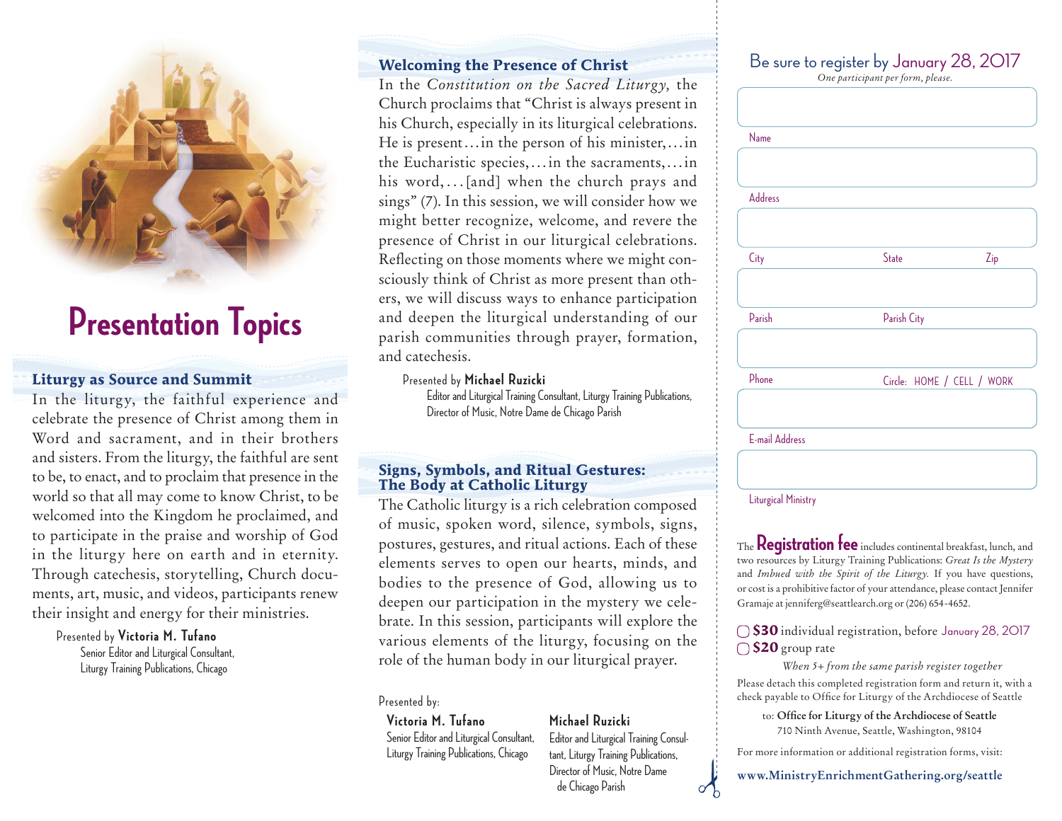# Presentation Topics

### Liturgy as Source and Summit

In the liturgy, the faithful experience and celebrate the presence of Christ among them in Word and sacrament, and in their brothers and sisters. From the liturgy, the faithful are sent to be, to enact, and to proclaim that presence in the world so that all may come to know Christ, to be welcomed into the Kingdom he proclaimed, and to participate in the praise and worship of God in the liturgy here on earth and in eternity. Through catechesis, storytelling, Church documents, art, music, and videos, participants renew their insight and energy for their ministries.

Presented by **Victoria M. Tufano**
Senior Editor and Liturgical Consultant, Liturgy Training Publications, Chicago

### Welcoming the Presence of Christ

In the *Constitution on the Sacred Liturgy,* the Church proclaims that "Christ is always present in his Church, especially in its liturgical celebrations. He is present…in the person of his minister,…in the Eucharistic species,…in the sacraments,…in his word,…[and] when the church prays and sings" (7). In this session, we will consider how we might better recognize, welcome, and revere the presence of Christ in our liturgical celebrations. Reflecting on those moments where we might consciously think of Christ as more present than others, we will discuss ways to enhance participation and deepen the liturgical understanding of our parish communities through prayer, formation, and catechesis.

Presented by **Michael Ruzicki**
Editor and Liturgical Training Consultant, Liturgy Training Publications, Director of Music, Notre Dame de Chicago Parish

### Signs, Symbols, and Ritual Gestures: The Body at Catholic Liturgy

The Catholic liturgy is a rich celebration composed of music, spoken word, silence, symbols, signs, postures, gestures, and ritual actions. Each of these elements serves to open our hearts, minds, and bodies to the presence of God, allowing us to deepen our participation in the mystery we celebrate. In this session, participants will explore the various elements of the liturgy, focusing on the role of the human body in our liturgical prayer.

Presented by:

**Victoria M. Tufano**
Senior Editor and Liturgical Consultant, Liturgy Training Publications, Chicago

**Michael Ruzicki**
Editor and Liturgical Training Consultant, Liturgy Training Publications, Director of Music, Notre Dame de Chicago Parish

## Be sure to register by January 28, 2017

*One participant per form, please.*

Name

Address

City State Zip

Parish Parish City

Phone Circle: HOME / CELL / WORK

E-mail Address

Liturgical Ministry

The **Registration fee** includes continental breakfast, lunch, and two resources by Liturgy Training Publications: *Great Is the Mystery* and *Imbued with the Spirit of the Liturgy.* If you have questions, or cost is a prohibitive factor of your attendance, please contact Jennifer Gramaje at jenniferg@seattlearch.org or (206) 654-4652.

- ◯ **$30** individual registration, before January 28, 2017
- ◯ **$20** group rate

*When 5+ from the same parish register together*

Please detach this completed registration form and return it, with a check payable to Office for Liturgy of the Archdiocese of Seattle

to: **Office for Liturgy of the Archdiocese of Seattle**
710 Ninth Avenue, Seattle, Washington, 98104

For more information or additional registration forms, visit:

**www.MinistryEnrichmentGathering.org/seattle**